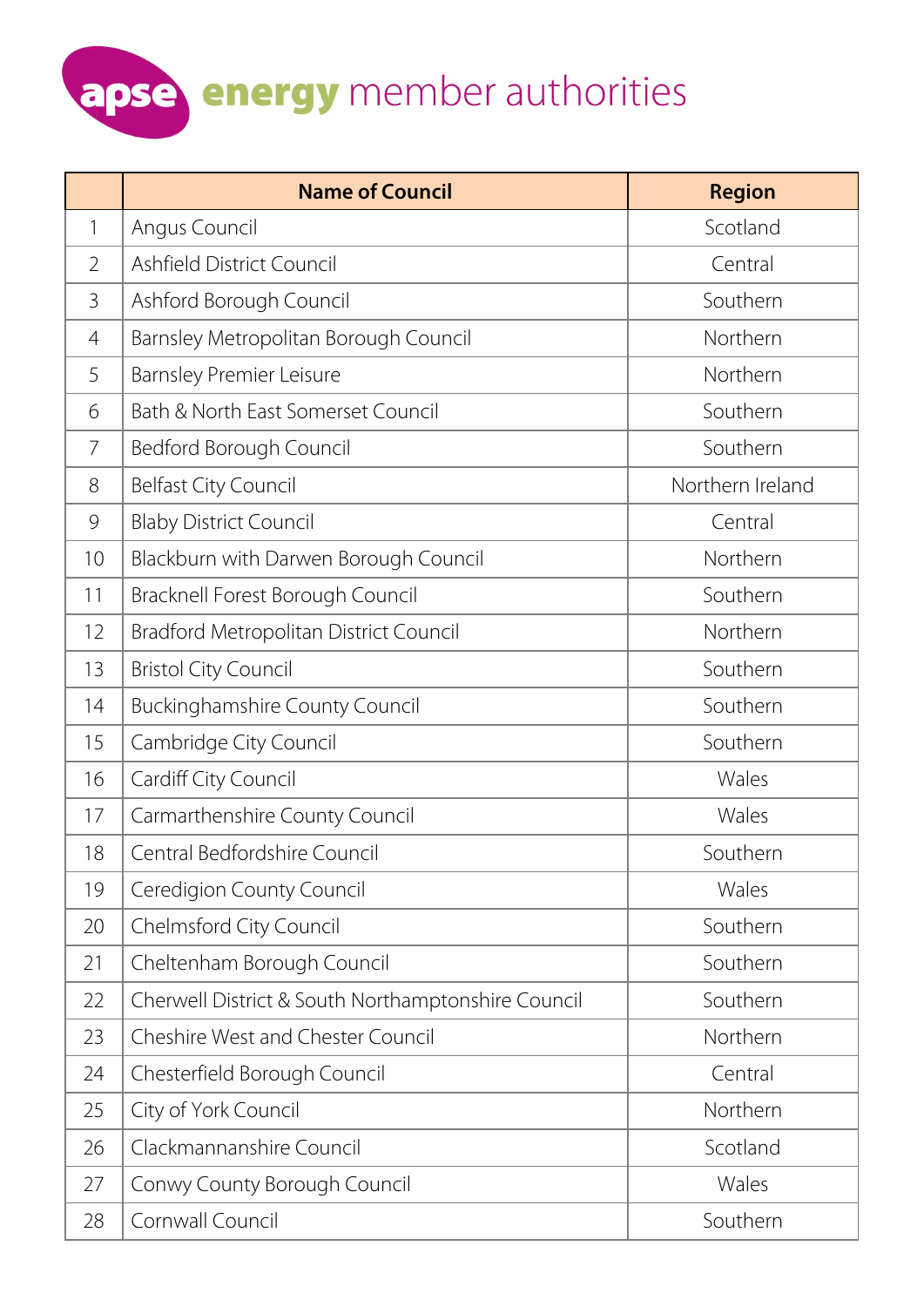# apse energy member authorities

| | Name of Council | Region |
|---|---|---|
| 1 | Angus Council | Scotland |
| 2 | Ashfield District Council | Central |
| 3 | Ashford Borough Council | Southern |
| 4 | Barnsley Metropolitan Borough Council | Northern |
| 5 | Barnsley Premier Leisure | Northern |
| 6 | Bath & North East Somerset Council | Southern |
| 7 | Bedford Borough Council | Southern |
| 8 | Belfast City Council | Northern Ireland |
| 9 | Blaby District Council | Central |
| 10 | Blackburn with Darwen Borough Council | Northern |
| 11 | Bracknell Forest Borough Council | Southern |
| 12 | Bradford Metropolitan District Council | Northern |
| 13 | Bristol City Council | Southern |
| 14 | Buckinghamshire County Council | Southern |
| 15 | Cambridge City Council | Southern |
| 16 | Cardiff City Council | Wales |
| 17 | Carmarthenshire County Council | Wales |
| 18 | Central Bedfordshire Council | Southern |
| 19 | Ceredigion County Council | Wales |
| 20 | Chelmsford City Council | Southern |
| 21 | Cheltenham Borough Council | Southern |
| 22 | Cherwell District & South Northamptonshire Council | Southern |
| 23 | Cheshire West and Chester Council | Northern |
| 24 | Chesterfield Borough Council | Central |
| 25 | City of York Council | Northern |
| 26 | Clackmannanshire Council | Scotland |
| 27 | Conwy County Borough Council | Wales |
| 28 | Cornwall Council | Southern |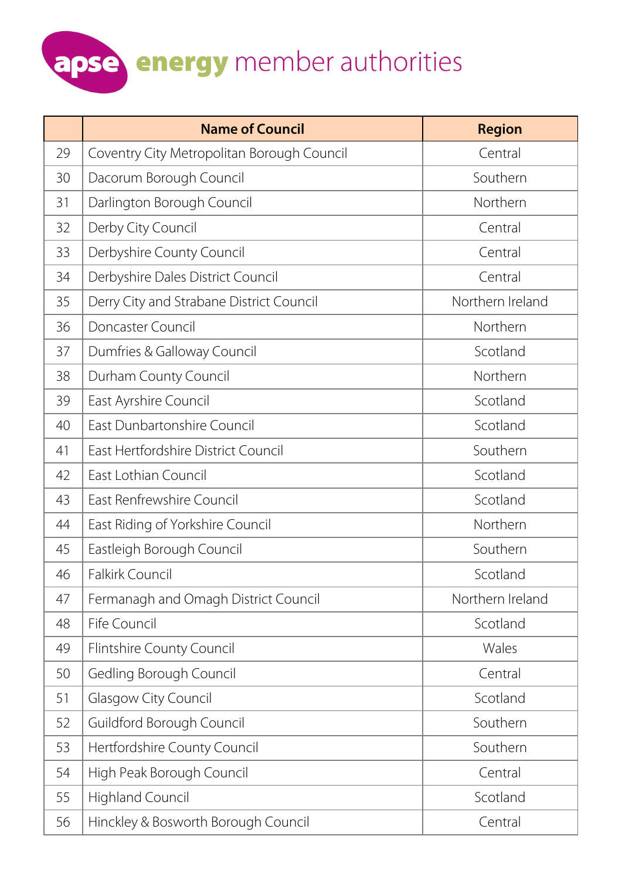# apse energy member authorities

| | Name of Council | Region |
|---|---|---|
| 29 | Coventry City Metropolitan Borough Council | Central |
| 30 | Dacorum Borough Council | Southern |
| 31 | Darlington Borough Council | Northern |
| 32 | Derby City Council | Central |
| 33 | Derbyshire County Council | Central |
| 34 | Derbyshire Dales District Council | Central |
| 35 | Derry City and Strabane District Council | Northern Ireland |
| 36 | Doncaster Council | Northern |
| 37 | Dumfries & Galloway Council | Scotland |
| 38 | Durham County Council | Northern |
| 39 | East Ayrshire Council | Scotland |
| 40 | East Dunbartonshire Council | Scotland |
| 41 | East Hertfordshire District Council | Southern |
| 42 | East Lothian Council | Scotland |
| 43 | East Renfrewshire Council | Scotland |
| 44 | East Riding of Yorkshire Council | Northern |
| 45 | Eastleigh Borough Council | Southern |
| 46 | Falkirk Council | Scotland |
| 47 | Fermanagh and Omagh District Council | Northern Ireland |
| 48 | Fife Council | Scotland |
| 49 | Flintshire County Council | Wales |
| 50 | Gedling Borough Council | Central |
| 51 | Glasgow City Council | Scotland |
| 52 | Guildford Borough Council | Southern |
| 53 | Hertfordshire County Council | Southern |
| 54 | High Peak Borough Council | Central |
| 55 | Highland Council | Scotland |
| 56 | Hinckley & Bosworth Borough Council | Central |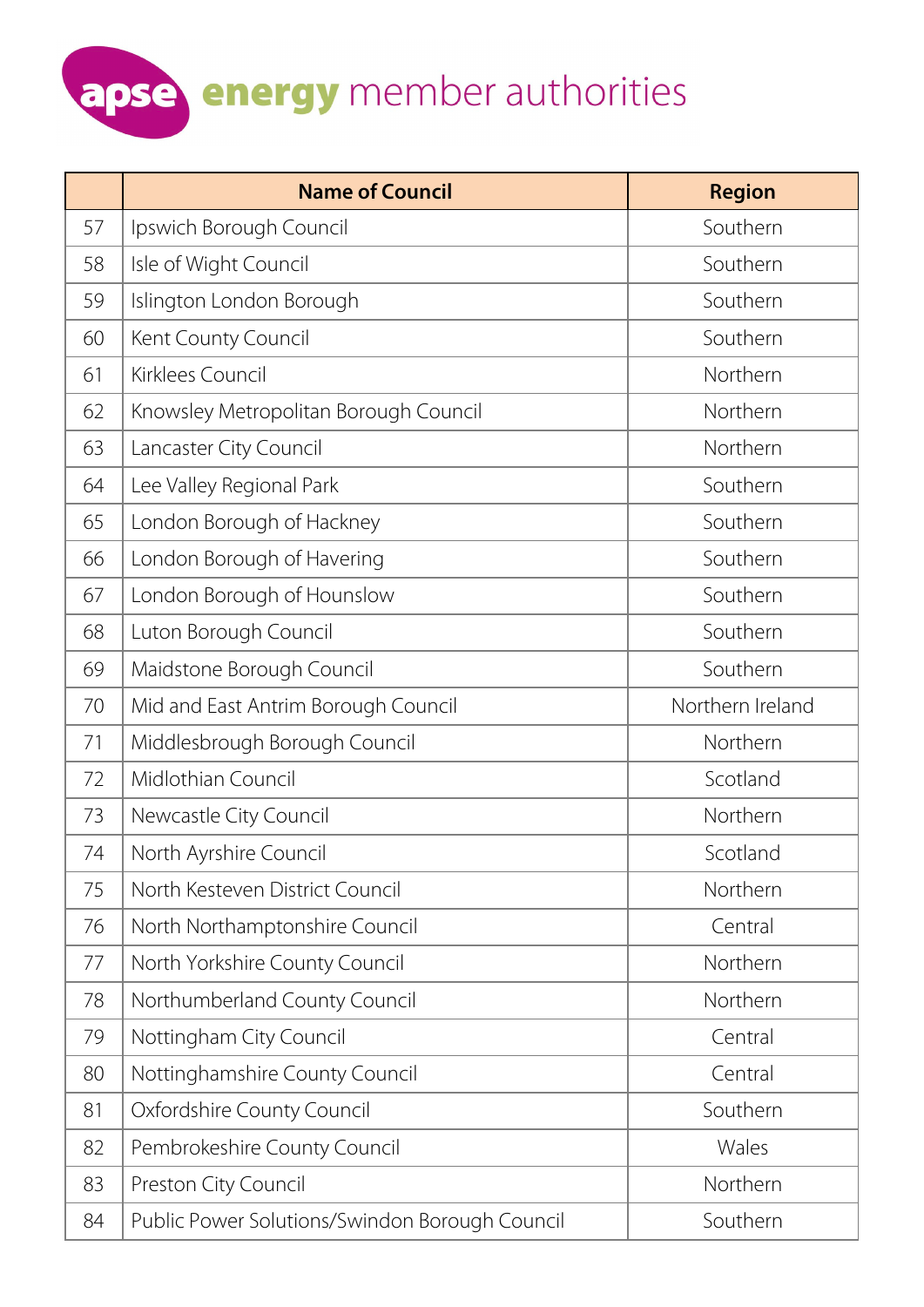# apse energy member authorities

| | Name of Council | Region |
|---|---|---|
| 57 | Ipswich Borough Council | Southern |
| 58 | Isle of Wight Council | Southern |
| 59 | Islington London Borough | Southern |
| 60 | Kent County Council | Southern |
| 61 | Kirklees Council | Northern |
| 62 | Knowsley Metropolitan Borough Council | Northern |
| 63 | Lancaster City Council | Northern |
| 64 | Lee Valley Regional Park | Southern |
| 65 | London Borough of Hackney | Southern |
| 66 | London Borough of Havering | Southern |
| 67 | London Borough of Hounslow | Southern |
| 68 | Luton Borough Council | Southern |
| 69 | Maidstone Borough Council | Southern |
| 70 | Mid and East Antrim Borough Council | Northern Ireland |
| 71 | Middlesbrough Borough Council | Northern |
| 72 | Midlothian Council | Scotland |
| 73 | Newcastle City Council | Northern |
| 74 | North Ayrshire Council | Scotland |
| 75 | North Kesteven District Council | Northern |
| 76 | North Northamptonshire Council | Central |
| 77 | North Yorkshire County Council | Northern |
| 78 | Northumberland County Council | Northern |
| 79 | Nottingham City Council | Central |
| 80 | Nottinghamshire County Council | Central |
| 81 | Oxfordshire County Council | Southern |
| 82 | Pembrokeshire County Council | Wales |
| 83 | Preston City Council | Northern |
| 84 | Public Power Solutions/Swindon Borough Council | Southern |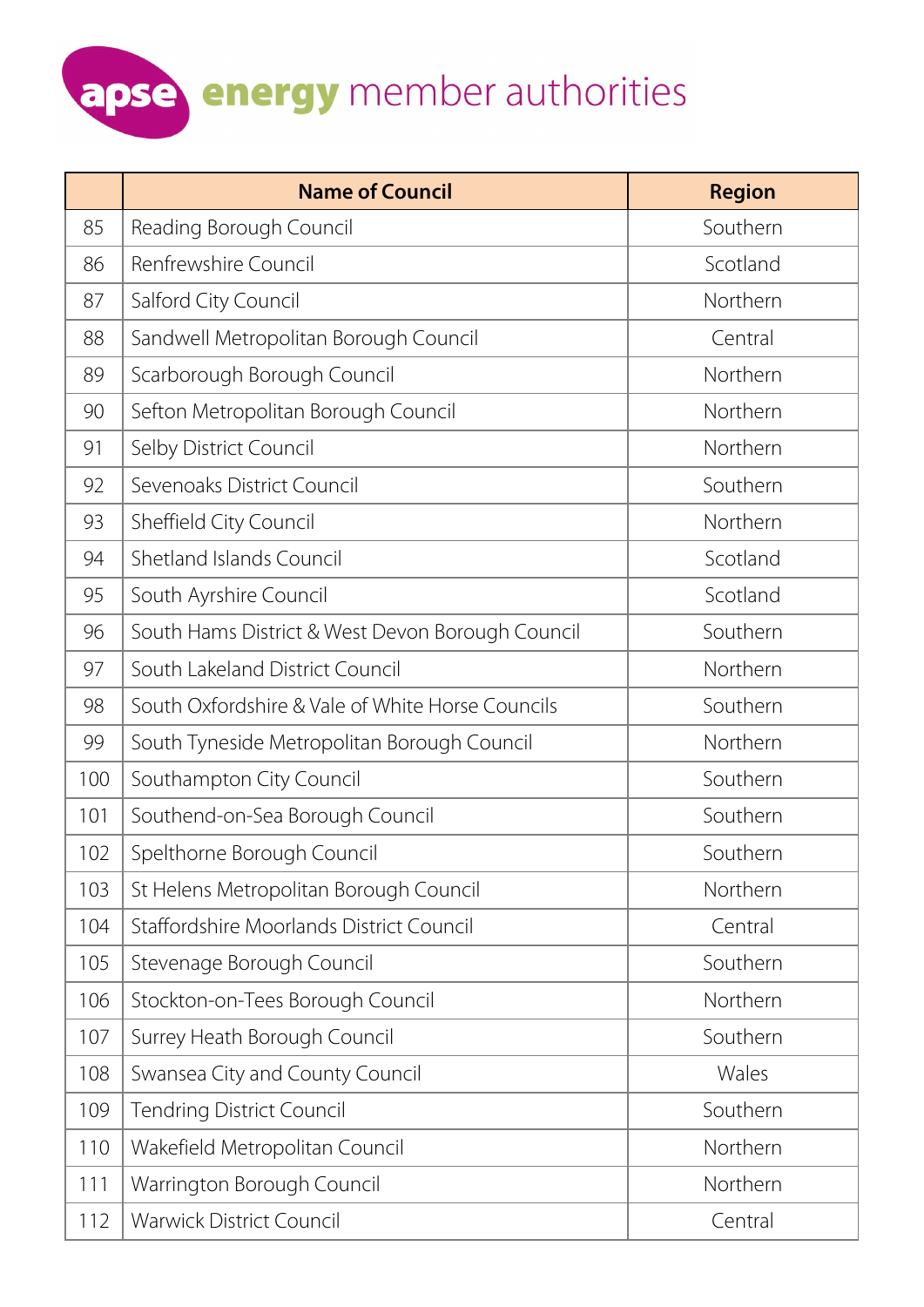# apse energy member authorities

| | Name of Council | Region |
|---|---|---|
| 85 | Reading Borough Council | Southern |
| 86 | Renfrewshire Council | Scotland |
| 87 | Salford City Council | Northern |
| 88 | Sandwell Metropolitan Borough Council | Central |
| 89 | Scarborough Borough Council | Northern |
| 90 | Sefton Metropolitan Borough Council | Northern |
| 91 | Selby District Council | Northern |
| 92 | Sevenoaks District Council | Southern |
| 93 | Sheffield City Council | Northern |
| 94 | Shetland Islands Council | Scotland |
| 95 | South Ayrshire Council | Scotland |
| 96 | South Hams District & West Devon Borough Council | Southern |
| 97 | South Lakeland District Council | Northern |
| 98 | South Oxfordshire & Vale of White Horse Councils | Southern |
| 99 | South Tyneside Metropolitan Borough Council | Northern |
| 100 | Southampton City Council | Southern |
| 101 | Southend-on-Sea Borough Council | Southern |
| 102 | Spelthorne Borough Council | Southern |
| 103 | St Helens Metropolitan Borough Council | Northern |
| 104 | Staffordshire Moorlands District Council | Central |
| 105 | Stevenage Borough Council | Southern |
| 106 | Stockton-on-Tees Borough Council | Northern |
| 107 | Surrey Heath Borough Council | Southern |
| 108 | Swansea City and County Council | Wales |
| 109 | Tendring District Council | Southern |
| 110 | Wakefield Metropolitan Council | Northern |
| 111 | Warrington Borough Council | Northern |
| 112 | Warwick District Council | Central |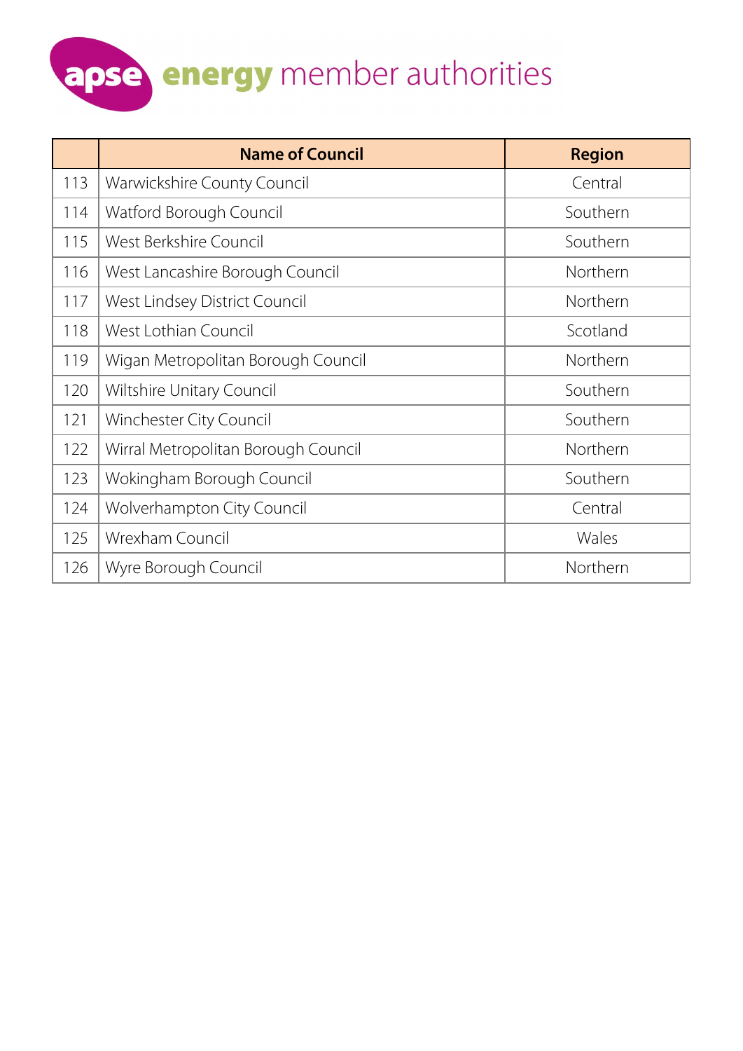# apse energy member authorities

| | Name of Council | Region |
|---|---|---|
| 113 | Warwickshire County Council | Central |
| 114 | Watford Borough Council | Southern |
| 115 | West Berkshire Council | Southern |
| 116 | West Lancashire Borough Council | Northern |
| 117 | West Lindsey District Council | Northern |
| 118 | West Lothian Council | Scotland |
| 119 | Wigan Metropolitan Borough Council | Northern |
| 120 | Wiltshire Unitary Council | Southern |
| 121 | Winchester City Council | Southern |
| 122 | Wirral Metropolitan Borough Council | Northern |
| 123 | Wokingham Borough Council | Southern |
| 124 | Wolverhampton City Council | Central |
| 125 | Wrexham Council | Wales |
| 126 | Wyre Borough Council | Northern |